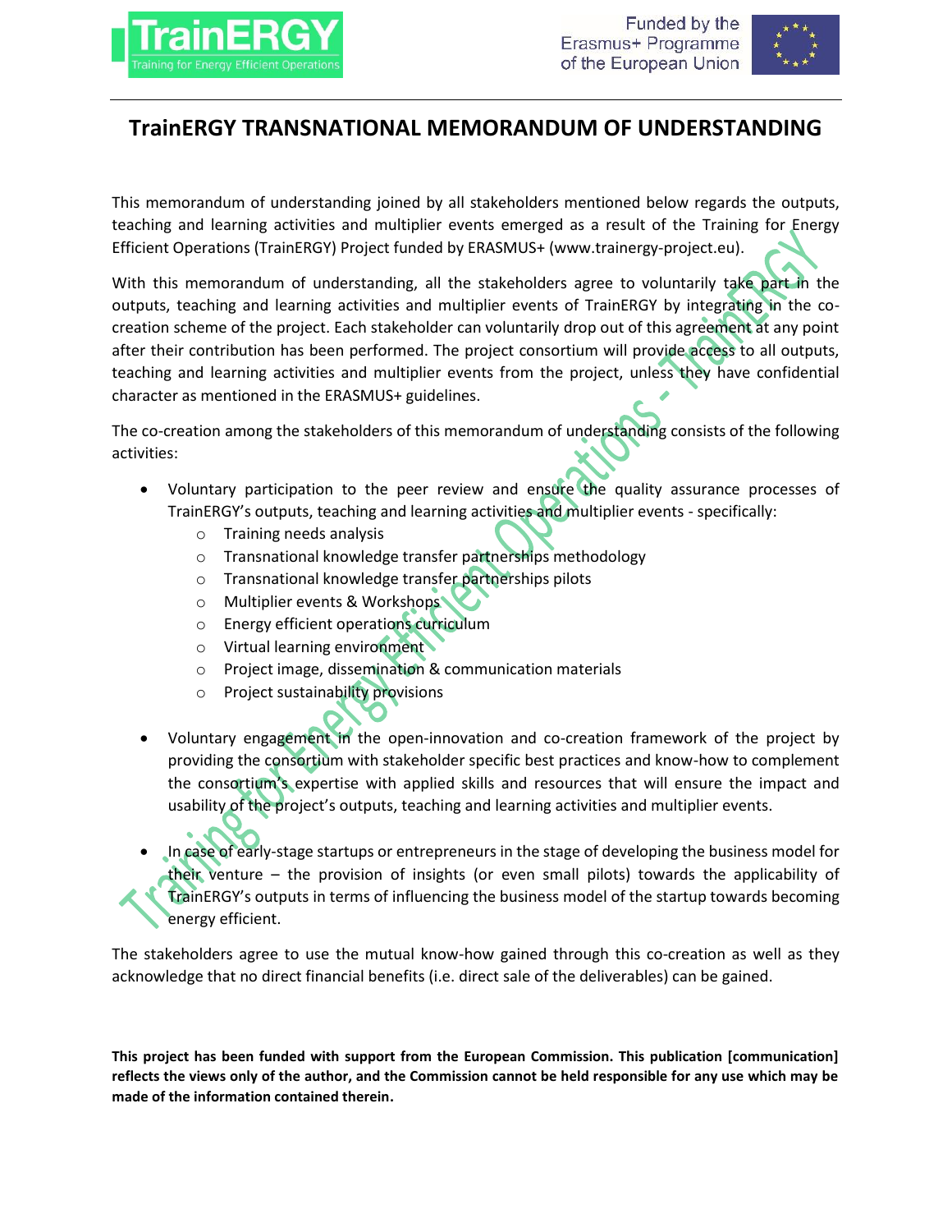# TrainERGY TRANSNATIONAL MEMORANDUM OF UNDERSTANDING

This memorandum of understanding joined by all stakeholders mentioned below regards the outputs, teaching and learning activities and multiplier events emerged as a result of the Training for Energy Efficient Operations (TrainERGY) Project funded by ERASMUS+ (www.trainergy-project.eu).

With this memorandum of understanding, all the stakeholders agree to voluntarily take part in the outputs, teaching and learning activities and multiplier events of TrainERGY by integrating in the co-creation scheme of the project. Each stakeholder can voluntarily drop out of this agreement at any point after their contribution has been performed. The project consortium will provide access to all outputs, teaching and learning activities and multiplier events from the project, unless they have confidential character as mentioned in the ERASMUS+ guidelines.

The co-creation among the stakeholders of this memorandum of understanding consists of the following activities:

- Voluntary participation to the peer review and ensure the quality assurance processes of TrainERGY's outputs, teaching and learning activities and multiplier events - specifically:
  - Training needs analysis
  - Transnational knowledge transfer partnerships methodology
  - Transnational knowledge transfer partnerships pilots
  - Multiplier events & Workshops
  - Energy efficient operations curriculum
  - Virtual learning environment
  - Project image, dissemination & communication materials
  - Project sustainability provisions

- Voluntary engagement in the open-innovation and co-creation framework of the project by providing the consortium with stakeholder specific best practices and know-how to complement the consortium's expertise with applied skills and resources that will ensure the impact and usability of the project's outputs, teaching and learning activities and multiplier events.

- In case of early-stage startups or entrepreneurs in the stage of developing the business model for their venture – the provision of insights (or even small pilots) towards the applicability of TrainERGY's outputs in terms of influencing the business model of the startup towards becoming energy efficient.

The stakeholders agree to use the mutual know-how gained through this co-creation as well as they acknowledge that no direct financial benefits (i.e. direct sale of the deliverables) can be gained.

**This project has been funded with support from the European Commission. This publication [communication] reflects the views only of the author, and the Commission cannot be held responsible for any use which may be made of the information contained therein.**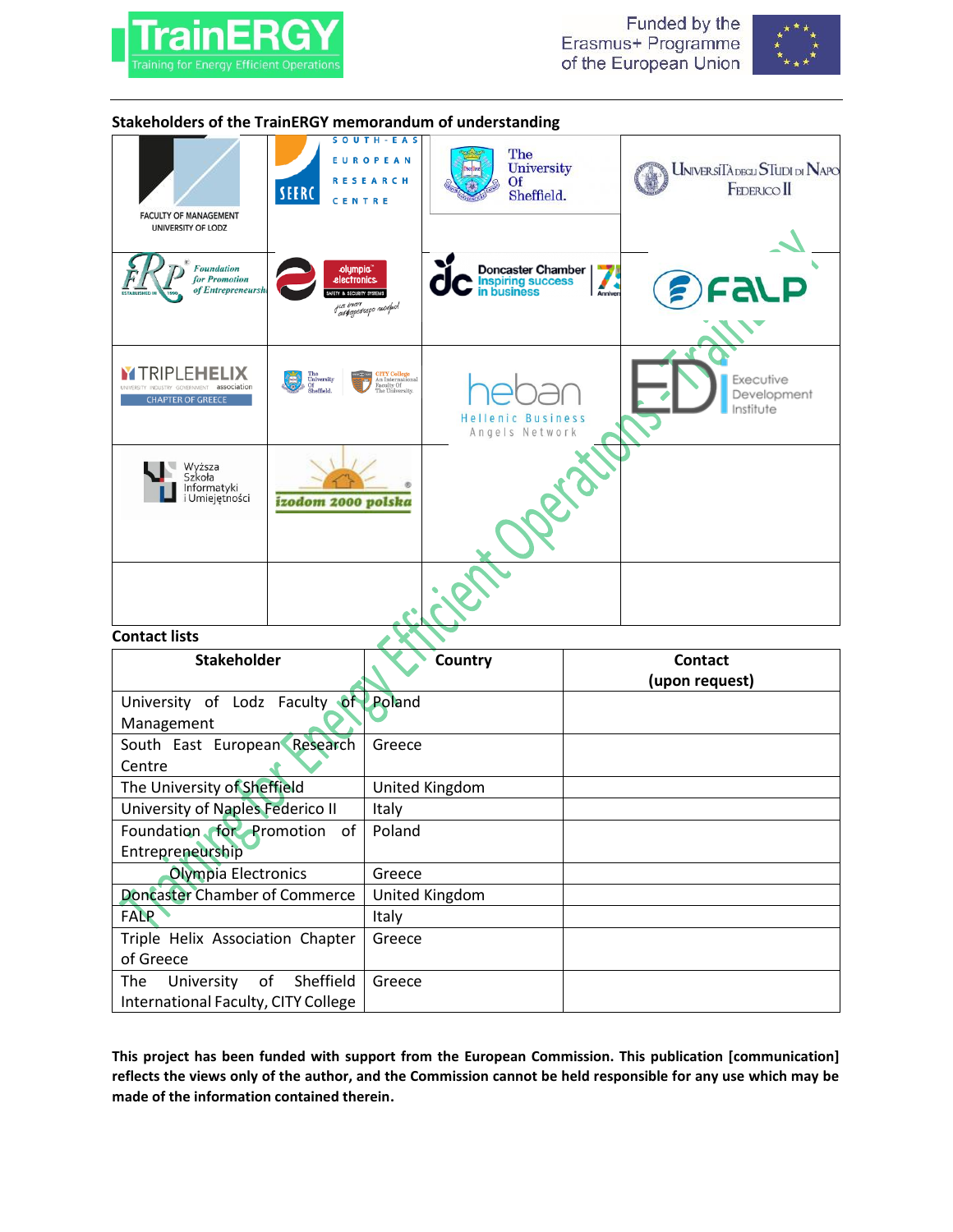## Stakeholders of the TrainERGY memorandum of understanding

## Contact lists

| Stakeholder | Country | Contact (upon request) |
|---|---|---|
| University of Lodz Faculty of Management | Poland | |
| South East European Research Centre | Greece | |
| The University of Sheffield | United Kingdom | |
| University of Naples Federico II | Italy | |
| Foundation for Promotion of Entrepreneurship | Poland | |
| Olympia Electronics | Greece | |
| Doncaster Chamber of Commerce | United Kingdom | |
| FALP | Italy | |
| Triple Helix Association Chapter of Greece | Greece | |
| The University of Sheffield International Faculty, CITY College | Greece | |

**This project has been funded with support from the European Commission. This publication [communication] reflects the views only of the author, and the Commission cannot be held responsible for any use which may be made of the information contained therein.**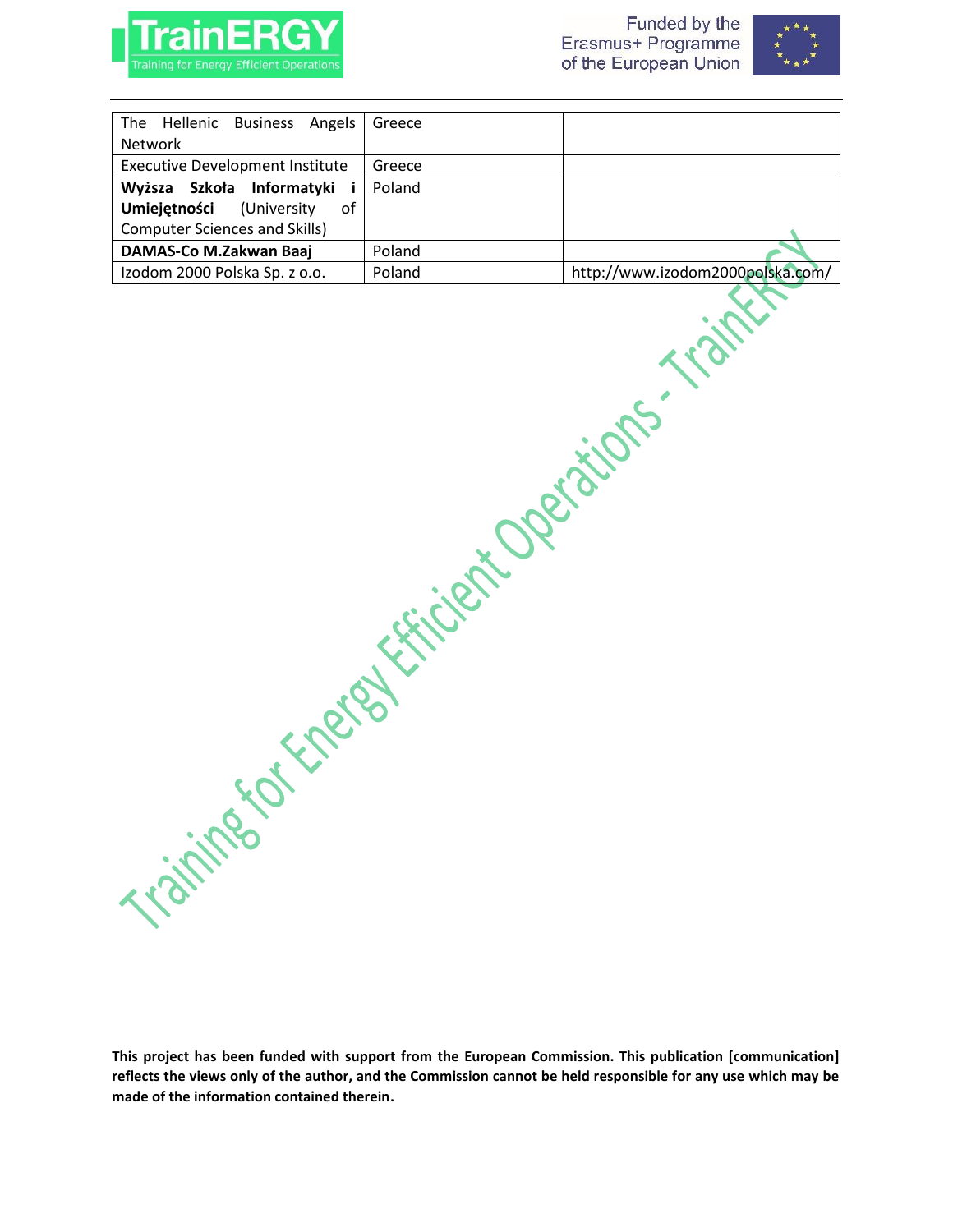| | | |
|---|---|---|
| The Hellenic Business Angels Network | Greece | |
| Executive Development Institute | Greece | |
| **Wyższa Szkoła Informatyki i Umiejętności** (University of Computer Sciences and Skills) | Poland | |
| **DAMAS-Co M.Zakwan Baaj** | Poland | |
| Izodom 2000 Polska Sp. z o.o. | Poland | http://www.izodom2000polska.com/ |

**This project has been funded with support from the European Commission. This publication [communication] reflects the views only of the author, and the Commission cannot be held responsible for any use which may be made of the information contained therein.**